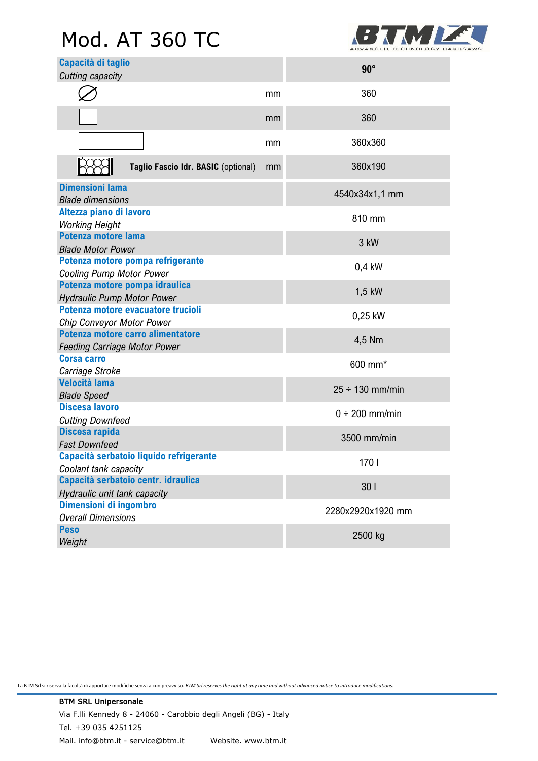# Mod. AT 360 TC

| **Capacità di taglio** *Cutting capacity* | | **90°** |
|---|---|---|
| ∅ | mm | 360 |
| □ | mm | 360 |
| ▭ | mm | 360x360 |
| **Taglio Fascio Idr. BASIC** (optional) | mm | 360x190 |
| **Dimensioni lama** *Blade dimensions* | | 4540x34x1,1 mm |
| **Altezza piano di lavoro** *Working Height* | | 810 mm |
| **Potenza motore lama** *Blade Motor Power* | | 3 kW |
| **Potenza motore pompa refrigerante** *Cooling Pump Motor Power* | | 0,4 kW |
| **Potenza motore pompa idraulica** *Hydraulic Pump Motor Power* | | 1,5 kW |
| **Potenza motore evacuatore trucioli** *Chip Conveyor Motor Power* | | 0,25 kW |
| **Potenza motore carro alimentatore** *Feeding Carriage Motor Power* | | 4,5 Nm |
| **Corsa carro** *Carriage Stroke* | | 600 mm* |
| **Velocità lama** *Blade Speed* | | 25 ÷ 130 mm/min |
| **Discesa lavoro** *Cutting Downfeed* | | 0 ÷ 200 mm/min |
| **Discesa rapida** *Fast Downfeed* | | 3500 mm/min |
| **Capacità serbatoio liquido refrigerante** *Coolant tank capacity* | | 170 l |
| **Capacità serbatoio centr. idraulica** *Hydraulic unit tank capacity* | | 30 l |
| **Dimensioni di ingombro** *Overall Dimensions* | | 2280x2920x1920 mm |
| **Peso** *Weight* | | 2500 kg |

La BTM Srl si riserva la facoltà di apportare modifiche senza alcun preavviso. *BTM Srl reserves the right at any time and without advanced notice to introduce modifications.*

BTM SRL Unipersonale
Via F.lli Kennedy 8 - 24060 - Carobbio degli Angeli (BG) - Italy
Tel. +39 035 4251125
Mail. info@btm.it - service@btm.it Website. www.btm.it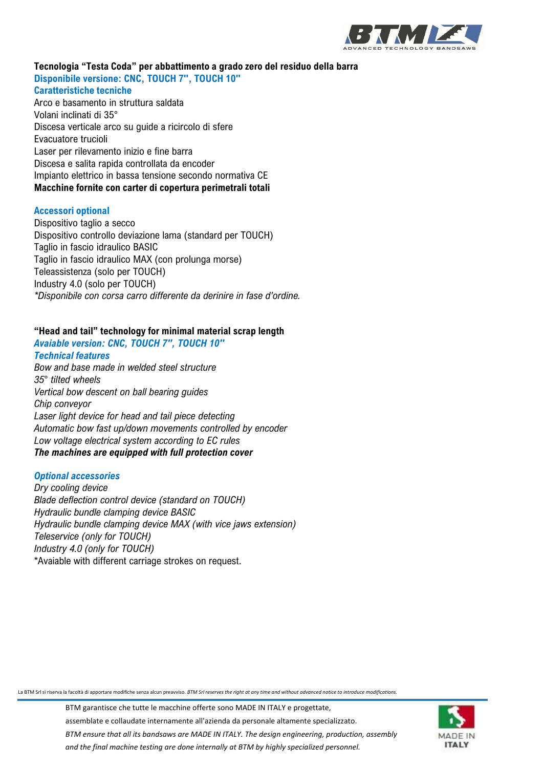**Tecnologia “Testa Coda” per abbattimento a grado zero del residuo della barra**

**Disponibile versione: CNC, TOUCH 7", TOUCH 10"**

**Caratteristiche tecniche**

Arco e basamento in struttura saldata
Volani inclinati di 35°
Discesa verticale arco su guide a ricircolo di sfere
Evacuatore trucioli
Laser per rilevamento inizio e fine barra
Discesa e salita rapida controllata da encoder
Impianto elettrico in bassa tensione secondo normativa CE
**Macchine fornite con carter di copertura perimetrali totali**

**Accessori optional**

Dispositivo taglio a secco
Dispositivo controllo deviazione lama (standard per TOUCH)
Taglio in fascio idraulico BASIC
Taglio in fascio idraulico MAX (con prolunga morse)
Teleassistenza (solo per TOUCH)
Industry 4.0 (solo per TOUCH)
*\*Disponibile con corsa carro differente da derinire in fase d'ordine.*

**“Head and tail” technology for minimal material scrap length**

***Avaiable version: CNC, TOUCH 7", TOUCH 10"***

***Technical features***

*Bow and base made in welded steel structure*
*35° tilted wheels*
*Vertical bow descent on ball bearing guides*
*Chip conveyor*
*Laser light device for head and tail piece detecting*
*Automatic bow fast up/down movements controlled by encoder*
*Low voltage electrical system according to EC rules*
***The machines are equipped with full protection cover***

***Optional accessories***

*Dry cooling device*
*Blade deflection control device (standard on TOUCH)*
*Hydraulic bundle clamping device BASIC*
*Hydraulic bundle clamping device MAX (with vice jaws extension)*
*Teleservice (only for TOUCH)*
*Industry 4.0 (only for TOUCH)*
*Avaiable with different carriage strokes on request.

La BTM Srl si riserva la facoltà di apportare modifiche senza alcun preavviso. *BTM Srl reserves the right at any time and without advanced notice to introduce modifications.*

BTM garantisce che tutte le macchine offerte sono MADE IN ITALY e progettate, assemblate e collaudate internamente all'azienda da personale altamente specializzato.
*BTM ensure that all its bandsaws are MADE IN ITALY. The design engineering, production, assembly and the final machine testing are done internally at BTM by highly specialized personnel.*